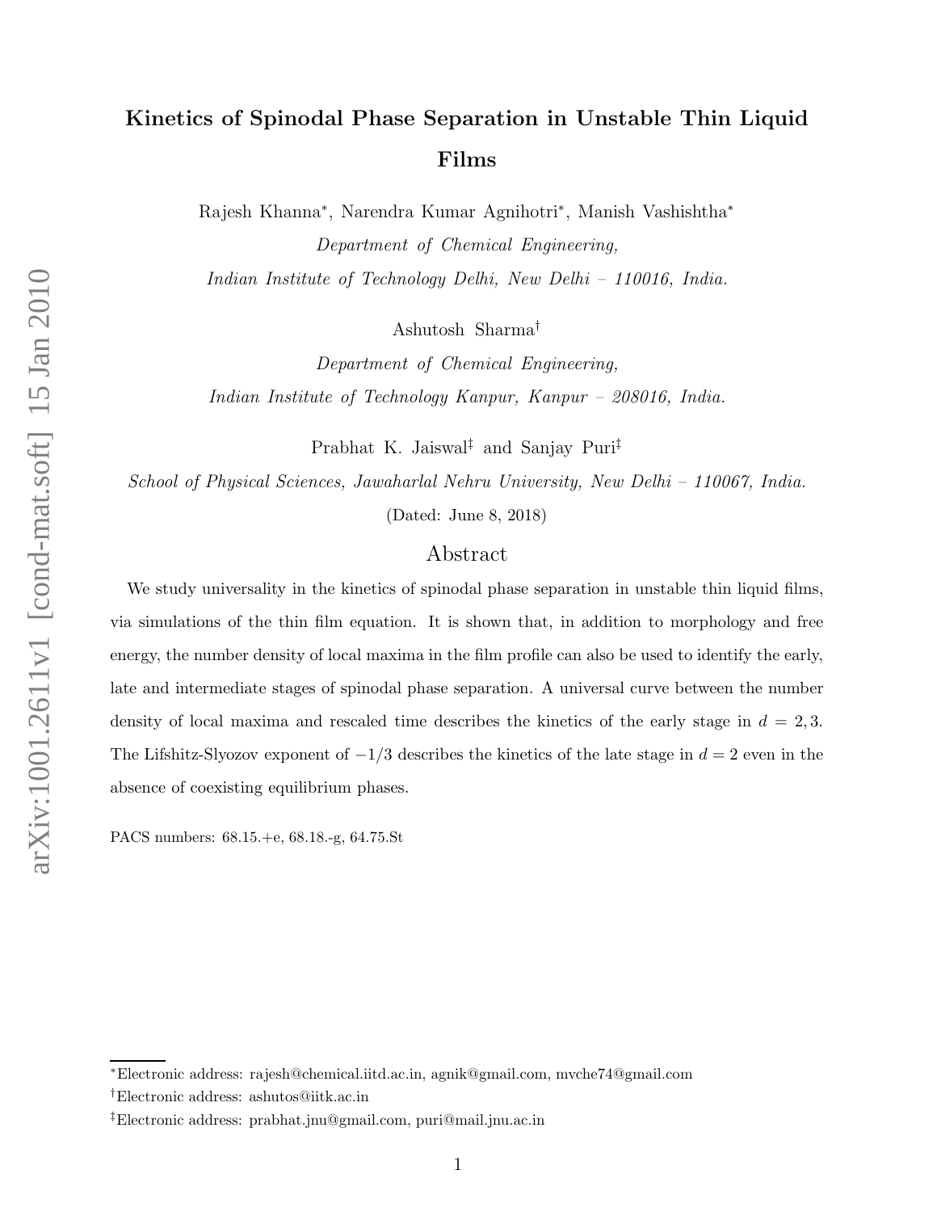# Kinetics of Spinodal Phase Separation in Unstable Thin Liquid Films

Rajesh Khanna*, Narendra Kumar Agnihotri*, Manish Vashishtha*

*Department of Chemical Engineering,*
*Indian Institute of Technology Delhi, New Delhi – 110016, India.*

Ashutosh Sharma†

*Department of Chemical Engineering,*
*Indian Institute of Technology Kanpur, Kanpur – 208016, India.*

Prabhat K. Jaiswal‡ and Sanjay Puri‡

*School of Physical Sciences, Jawaharlal Nehru University, New Delhi – 110067, India.*

(Dated: June 8, 2018)

## Abstract

We study universality in the kinetics of spinodal phase separation in unstable thin liquid films, via simulations of the thin film equation. It is shown that, in addition to morphology and free energy, the number density of local maxima in the film profile can also be used to identify the early, late and intermediate stages of spinodal phase separation. A universal curve between the number density of local maxima and rescaled time describes the kinetics of the early stage in $d = 2, 3$. The Lifshitz-Slyozov exponent of $-1/3$ describes the kinetics of the late stage in $d = 2$ even in the absence of coexisting equilibrium phases.

PACS numbers: 68.15.+e, 68.18.-g, 64.75.St

---

*Electronic address: rajesh@chemical.iitd.ac.in, agnik@gmail.com, mvche74@gmail.com

†Electronic address: ashutos@iitk.ac.in

‡Electronic address: prabhat.jnu@gmail.com, puri@mail.jnu.ac.in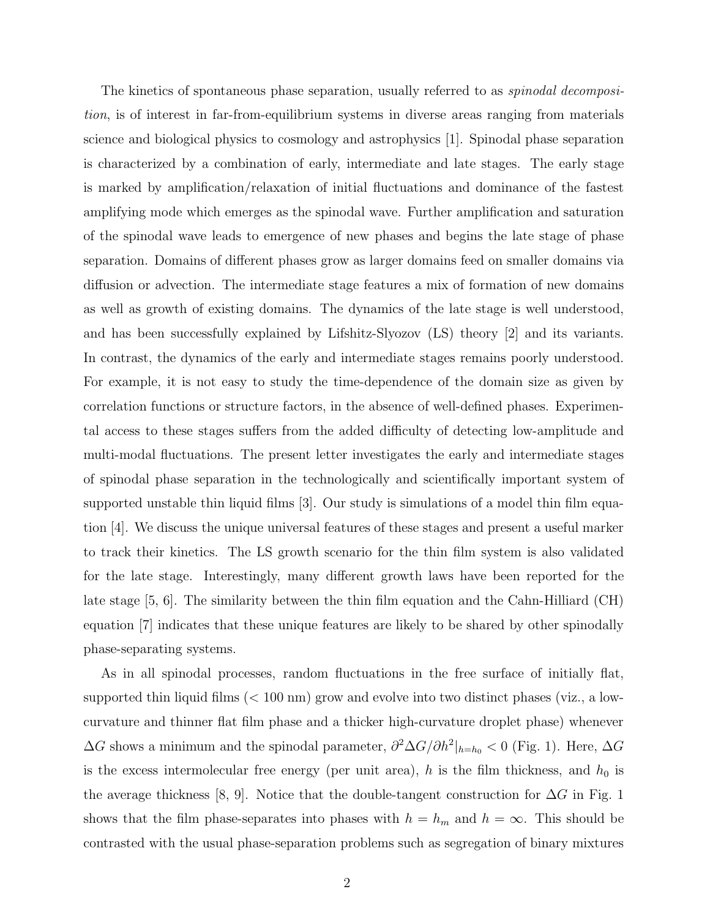The kinetics of spontaneous phase separation, usually referred to as *spinodal decomposition*, is of interest in far-from-equilibrium systems in diverse areas ranging from materials science and biological physics to cosmology and astrophysics [1]. Spinodal phase separation is characterized by a combination of early, intermediate and late stages. The early stage is marked by amplification/relaxation of initial fluctuations and dominance of the fastest amplifying mode which emerges as the spinodal wave. Further amplification and saturation of the spinodal wave leads to emergence of new phases and begins the late stage of phase separation. Domains of different phases grow as larger domains feed on smaller domains via diffusion or advection. The intermediate stage features a mix of formation of new domains as well as growth of existing domains. The dynamics of the late stage is well understood, and has been successfully explained by Lifshitz-Slyozov (LS) theory [2] and its variants. In contrast, the dynamics of the early and intermediate stages remains poorly understood. For example, it is not easy to study the time-dependence of the domain size as given by correlation functions or structure factors, in the absence of well-defined phases. Experimental access to these stages suffers from the added difficulty of detecting low-amplitude and multi-modal fluctuations. The present letter investigates the early and intermediate stages of spinodal phase separation in the technologically and scientifically important system of supported unstable thin liquid films [3]. Our study is simulations of a model thin film equation [4]. We discuss the unique universal features of these stages and present a useful marker to track their kinetics. The LS growth scenario for the thin film system is also validated for the late stage. Interestingly, many different growth laws have been reported for the late stage [5, 6]. The similarity between the thin film equation and the Cahn-Hilliard (CH) equation [7] indicates that these unique features are likely to be shared by other spinodally phase-separating systems.

As in all spinodal processes, random fluctuations in the free surface of initially flat, supported thin liquid films (< 100 nm) grow and evolve into two distinct phases (viz., a low-curvature and thinner flat film phase and a thicker high-curvature droplet phase) whenever $\Delta G$ shows a minimum and the spinodal parameter, $\partial^2 \Delta G / \partial h^2|_{h=h_0} < 0$ (Fig. 1). Here, $\Delta G$ is the excess intermolecular free energy (per unit area), $h$ is the film thickness, and $h_0$ is the average thickness [8, 9]. Notice that the double-tangent construction for $\Delta G$ in Fig. 1 shows that the film phase-separates into phases with $h = h_m$ and $h = \infty$. This should be contrasted with the usual phase-separation problems such as segregation of binary mixtures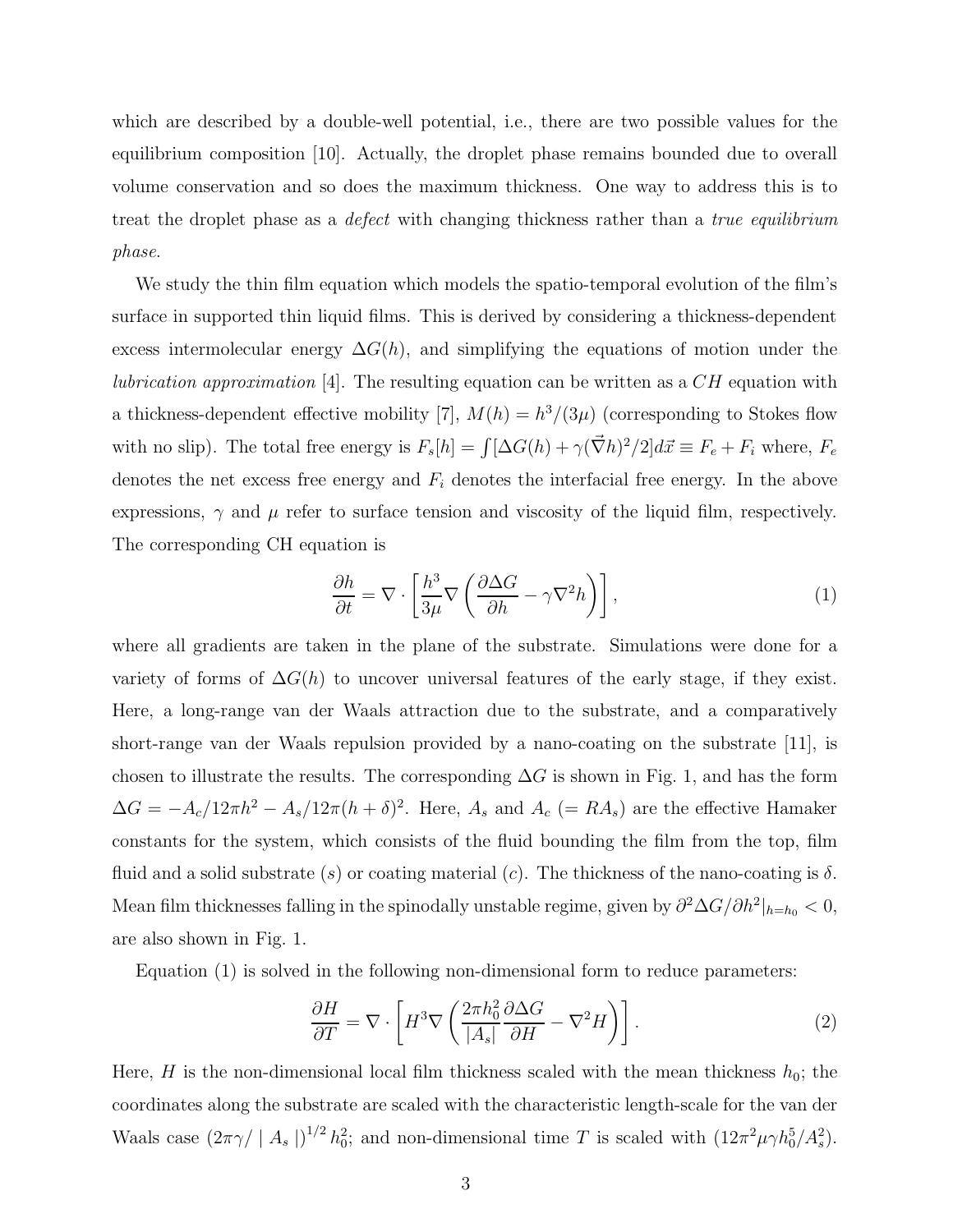which are described by a double-well potential, i.e., there are two possible values for the equilibrium composition [10]. Actually, the droplet phase remains bounded due to overall volume conservation and so does the maximum thickness. One way to address this is to treat the droplet phase as a *defect* with changing thickness rather than a *true equilibrium phase*.

We study the thin film equation which models the spatio-temporal evolution of the film's surface in supported thin liquid films. This is derived by considering a thickness-dependent excess intermolecular energy $\Delta G(h)$, and simplifying the equations of motion under the *lubrication approximation* [4]. The resulting equation can be written as a $CH$ equation with a thickness-dependent effective mobility [7], $M(h) = h^3/(3\mu)$ (corresponding to Stokes flow with no slip). The total free energy is $F_s[h] = \int [\Delta G(h) + \gamma(\vec{\nabla} h)^2/2] d\vec{x} \equiv F_e + F_i$ where, $F_e$ denotes the net excess free energy and $F_i$ denotes the interfacial free energy. In the above expressions, $\gamma$ and $\mu$ refer to surface tension and viscosity of the liquid film, respectively. The corresponding CH equation is

$$\frac{\partial h}{\partial t} = \nabla \cdot \left[ \frac{h^3}{3\mu} \nabla \left( \frac{\partial \Delta G}{\partial h} - \gamma \nabla^2 h \right) \right], \tag{1}$$

where all gradients are taken in the plane of the substrate. Simulations were done for a variety of forms of $\Delta G(h)$ to uncover universal features of the early stage, if they exist. Here, a long-range van der Waals attraction due to the substrate, and a comparatively short-range van der Waals repulsion provided by a nano-coating on the substrate [11], is chosen to illustrate the results. The corresponding $\Delta G$ is shown in Fig. 1, and has the form $\Delta G = -A_c/12\pi h^2 - A_s/12\pi(h+\delta)^2$. Here, $A_s$ and $A_c$ $(= RA_s)$ are the effective Hamaker constants for the system, which consists of the fluid bounding the film from the top, film fluid and a solid substrate ($s$) or coating material ($c$). The thickness of the nano-coating is $\delta$. Mean film thicknesses falling in the spinodally unstable regime, given by $\partial^2 \Delta G/\partial h^2|_{h=h_0} < 0$, are also shown in Fig. 1.

Equation (1) is solved in the following non-dimensional form to reduce parameters:

$$\frac{\partial H}{\partial T} = \nabla \cdot \left[ H^3 \nabla \left( \frac{2\pi h_0^2}{|A_s|} \frac{\partial \Delta G}{\partial H} - \nabla^2 H \right) \right]. \tag{2}$$

Here, $H$ is the non-dimensional local film thickness scaled with the mean thickness $h_0$; the coordinates along the substrate are scaled with the characteristic length-scale for the van der Waals case $(2\pi\gamma/\mid A_s \mid)^{1/2} h_0^2$; and non-dimensional time $T$ is scaled with $(12\pi^2 \mu \gamma h_0^5/A_s^2)$.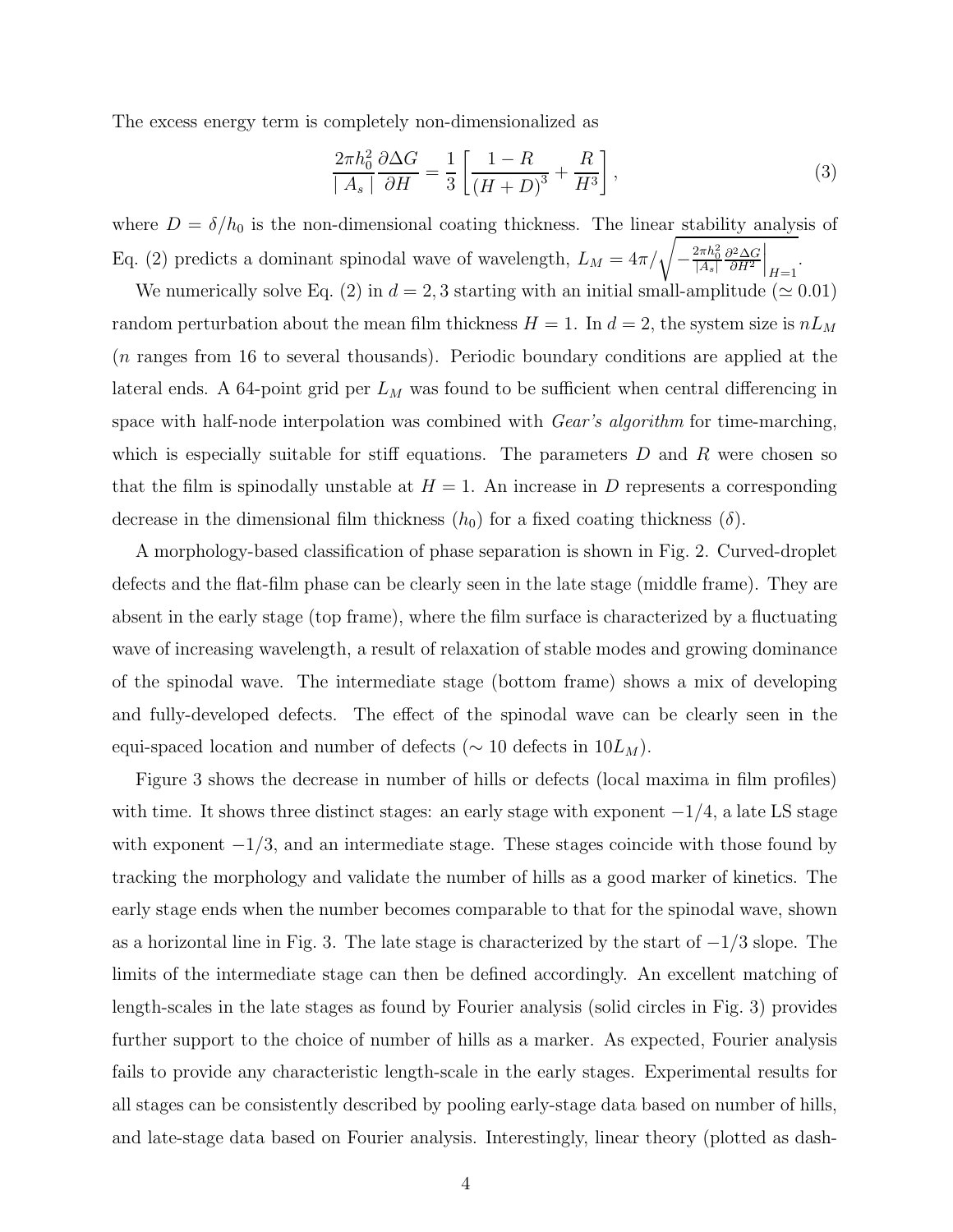The excess energy term is completely non-dimensionalized as

$$\frac{2\pi h_0^2}{\mid A_s \mid} \frac{\partial \Delta G}{\partial H} = \frac{1}{3} \left[ \frac{1-R}{(H+D)^3} + \frac{R}{H^3} \right], \tag{3}$$

where $D = \delta/h_0$ is the non-dimensional coating thickness. The linear stability analysis of Eq. (2) predicts a dominant spinodal wave of wavelength, $L_M = 4\pi / \sqrt{ -\frac{2\pi h_0^2}{|A_s|} \frac{\partial^2 \Delta G}{\partial H^2} \Big|_{H=1} }$.

We numerically solve Eq. (2) in $d = 2, 3$ starting with an initial small-amplitude ($\simeq 0.01$) random perturbation about the mean film thickness $H = 1$. In $d = 2$, the system size is $nL_M$ ($n$ ranges from 16 to several thousands). Periodic boundary conditions are applied at the lateral ends. A 64-point grid per $L_M$ was found to be sufficient when central differencing in space with half-node interpolation was combined with *Gear's algorithm* for time-marching, which is especially suitable for stiff equations. The parameters $D$ and $R$ were chosen so that the film is spinodally unstable at $H = 1$. An increase in $D$ represents a corresponding decrease in the dimensional film thickness ($h_0$) for a fixed coating thickness ($\delta$).

A morphology-based classification of phase separation is shown in Fig. 2. Curved-droplet defects and the flat-film phase can be clearly seen in the late stage (middle frame). They are absent in the early stage (top frame), where the film surface is characterized by a fluctuating wave of increasing wavelength, a result of relaxation of stable modes and growing dominance of the spinodal wave. The intermediate stage (bottom frame) shows a mix of developing and fully-developed defects. The effect of the spinodal wave can be clearly seen in the equi-spaced location and number of defects ($\sim 10$ defects in $10L_M$).

Figure 3 shows the decrease in number of hills or defects (local maxima in film profiles) with time. It shows three distinct stages: an early stage with exponent $-1/4$, a late LS stage with exponent $-1/3$, and an intermediate stage. These stages coincide with those found by tracking the morphology and validate the number of hills as a good marker of kinetics. The early stage ends when the number becomes comparable to that for the spinodal wave, shown as a horizontal line in Fig. 3. The late stage is characterized by the start of $-1/3$ slope. The limits of the intermediate stage can then be defined accordingly. An excellent matching of length-scales in the late stages as found by Fourier analysis (solid circles in Fig. 3) provides further support to the choice of number of hills as a marker. As expected, Fourier analysis fails to provide any characteristic length-scale in the early stages. Experimental results for all stages can be consistently described by pooling early-stage data based on number of hills, and late-stage data based on Fourier analysis. Interestingly, linear theory (plotted as dash-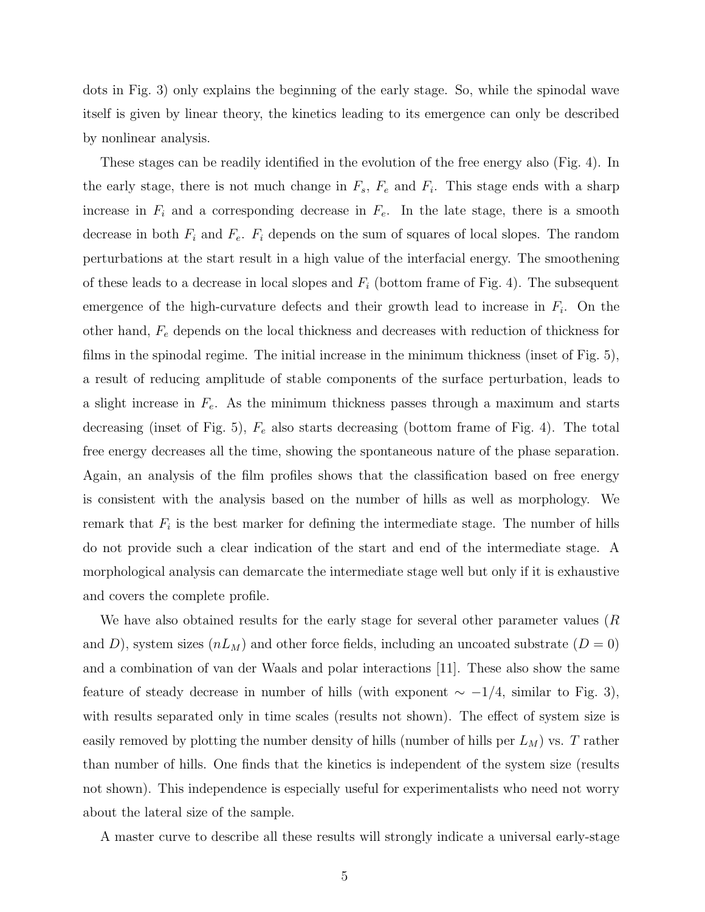dots in Fig. 3) only explains the beginning of the early stage. So, while the spinodal wave itself is given by linear theory, the kinetics leading to its emergence can only be described by nonlinear analysis.

These stages can be readily identified in the evolution of the free energy also (Fig. 4). In the early stage, there is not much change in $F_s$, $F_e$ and $F_i$. This stage ends with a sharp increase in $F_i$ and a corresponding decrease in $F_e$. In the late stage, there is a smooth decrease in both $F_i$ and $F_e$. $F_i$ depends on the sum of squares of local slopes. The random perturbations at the start result in a high value of the interfacial energy. The smoothening of these leads to a decrease in local slopes and $F_i$ (bottom frame of Fig. 4). The subsequent emergence of the high-curvature defects and their growth lead to increase in $F_i$. On the other hand, $F_e$ depends on the local thickness and decreases with reduction of thickness for films in the spinodal regime. The initial increase in the minimum thickness (inset of Fig. 5), a result of reducing amplitude of stable components of the surface perturbation, leads to a slight increase in $F_e$. As the minimum thickness passes through a maximum and starts decreasing (inset of Fig. 5), $F_e$ also starts decreasing (bottom frame of Fig. 4). The total free energy decreases all the time, showing the spontaneous nature of the phase separation. Again, an analysis of the film profiles shows that the classification based on free energy is consistent with the analysis based on the number of hills as well as morphology. We remark that $F_i$ is the best marker for defining the intermediate stage. The number of hills do not provide such a clear indication of the start and end of the intermediate stage. A morphological analysis can demarcate the intermediate stage well but only if it is exhaustive and covers the complete profile.

We have also obtained results for the early stage for several other parameter values ($R$ and $D$), system sizes ($nL_M$) and other force fields, including an uncoated substrate ($D = 0$) and a combination of van der Waals and polar interactions [11]. These also show the same feature of steady decrease in number of hills (with exponent $\sim -1/4$, similar to Fig. 3), with results separated only in time scales (results not shown). The effect of system size is easily removed by plotting the number density of hills (number of hills per $L_M$) vs. $T$ rather than number of hills. One finds that the kinetics is independent of the system size (results not shown). This independence is especially useful for experimentalists who need not worry about the lateral size of the sample.

A master curve to describe all these results will strongly indicate a universal early-stage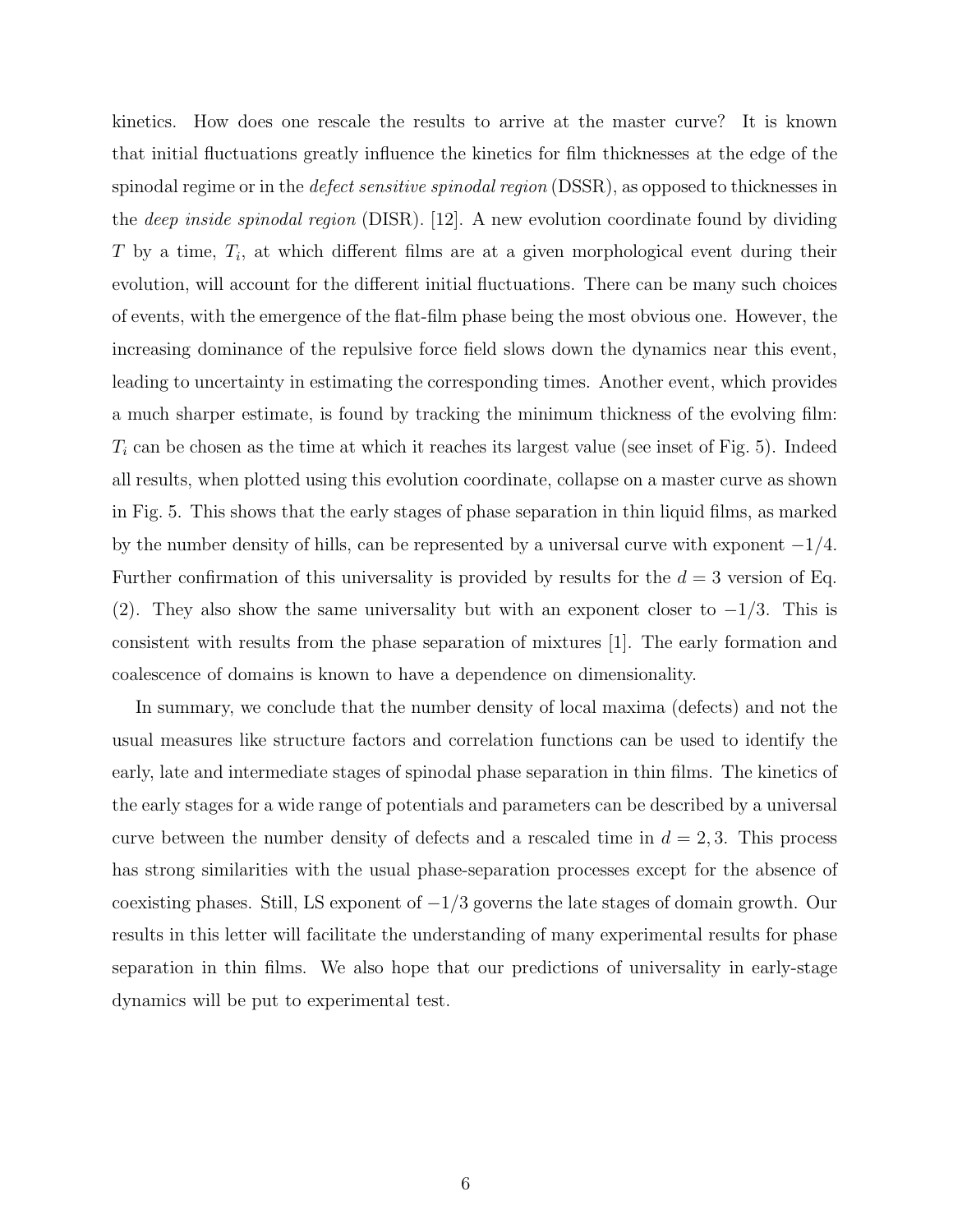kinetics. How does one rescale the results to arrive at the master curve? It is known that initial fluctuations greatly influence the kinetics for film thicknesses at the edge of the spinodal regime or in the *defect sensitive spinodal region* (DSSR), as opposed to thicknesses in the *deep inside spinodal region* (DISR). [12]. A new evolution coordinate found by dividing $T$ by a time, $T_i$, at which different films are at a given morphological event during their evolution, will account for the different initial fluctuations. There can be many such choices of events, with the emergence of the flat-film phase being the most obvious one. However, the increasing dominance of the repulsive force field slows down the dynamics near this event, leading to uncertainty in estimating the corresponding times. Another event, which provides a much sharper estimate, is found by tracking the minimum thickness of the evolving film: $T_i$ can be chosen as the time at which it reaches its largest value (see inset of Fig. 5). Indeed all results, when plotted using this evolution coordinate, collapse on a master curve as shown in Fig. 5. This shows that the early stages of phase separation in thin liquid films, as marked by the number density of hills, can be represented by a universal curve with exponent $-1/4$. Further confirmation of this universality is provided by results for the $d = 3$ version of Eq. (2). They also show the same universality but with an exponent closer to $-1/3$. This is consistent with results from the phase separation of mixtures [1]. The early formation and coalescence of domains is known to have a dependence on dimensionality.

In summary, we conclude that the number density of local maxima (defects) and not the usual measures like structure factors and correlation functions can be used to identify the early, late and intermediate stages of spinodal phase separation in thin films. The kinetics of the early stages for a wide range of potentials and parameters can be described by a universal curve between the number density of defects and a rescaled time in $d = 2, 3$. This process has strong similarities with the usual phase-separation processes except for the absence of coexisting phases. Still, LS exponent of $-1/3$ governs the late stages of domain growth. Our results in this letter will facilitate the understanding of many experimental results for phase separation in thin films. We also hope that our predictions of universality in early-stage dynamics will be put to experimental test.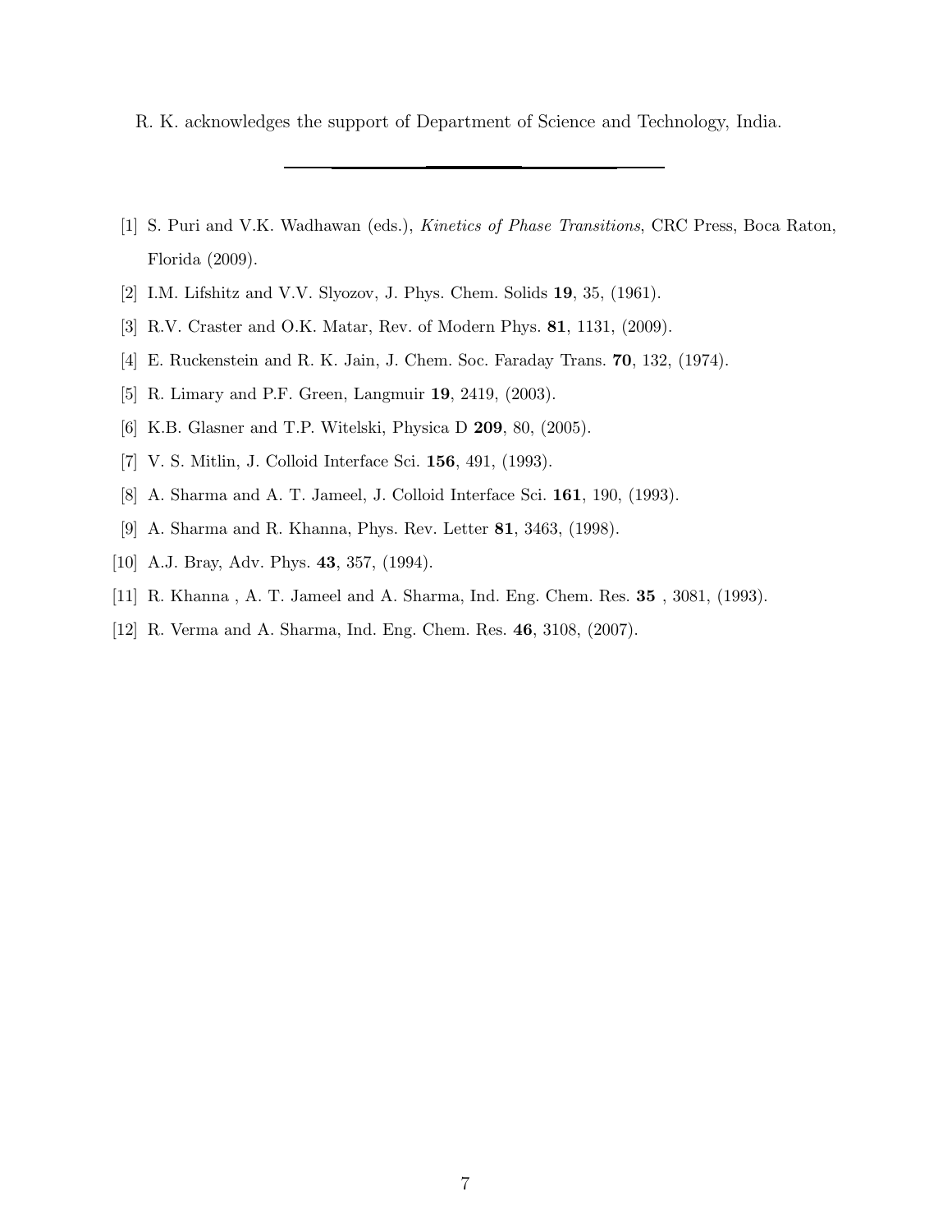R. K. acknowledges the support of Department of Science and Technology, India.

---

[1] S. Puri and V.K. Wadhawan (eds.), *Kinetics of Phase Transitions*, CRC Press, Boca Raton, Florida (2009).

[2] I.M. Lifshitz and V.V. Slyozov, J. Phys. Chem. Solids **19**, 35, (1961).

[3] R.V. Craster and O.K. Matar, Rev. of Modern Phys. **81**, 1131, (2009).

[4] E. Ruckenstein and R. K. Jain, J. Chem. Soc. Faraday Trans. **70**, 132, (1974).

[5] R. Limary and P.F. Green, Langmuir **19**, 2419, (2003).

[6] K.B. Glasner and T.P. Witelski, Physica D **209**, 80, (2005).

[7] V. S. Mitlin, J. Colloid Interface Sci. **156**, 491, (1993).

[8] A. Sharma and A. T. Jameel, J. Colloid Interface Sci. **161**, 190, (1993).

[9] A. Sharma and R. Khanna, Phys. Rev. Letter **81**, 3463, (1998).

[10] A.J. Bray, Adv. Phys. **43**, 357, (1994).

[11] R. Khanna , A. T. Jameel and A. Sharma, Ind. Eng. Chem. Res. **35** , 3081, (1993).

[12] R. Verma and A. Sharma, Ind. Eng. Chem. Res. **46**, 3108, (2007).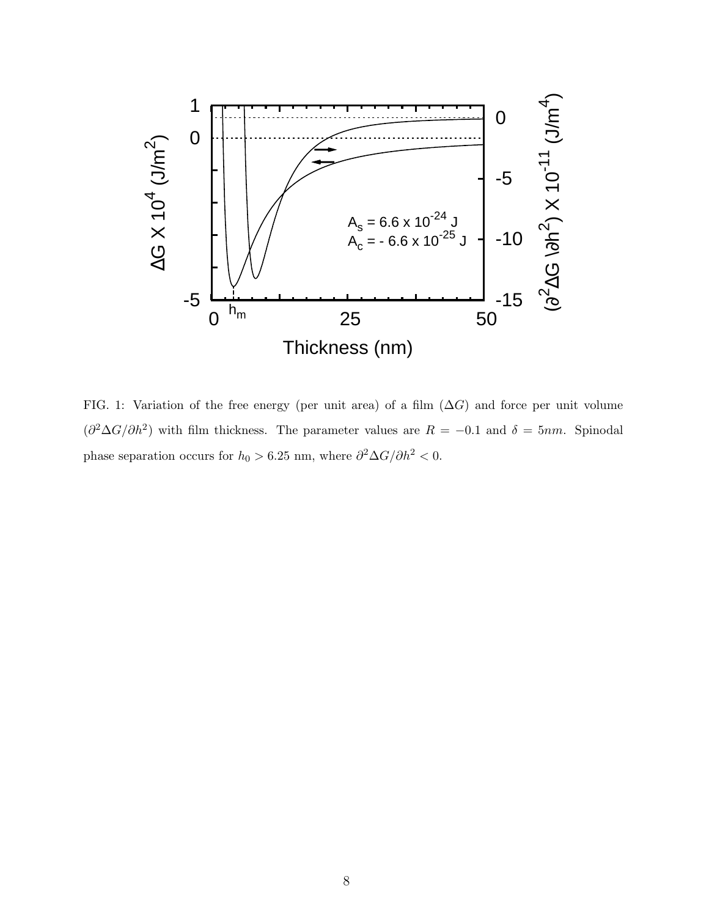FIG. 1: Variation of the free energy (per unit area) of a film ($\Delta G$) and force per unit volume ($\partial^2 \Delta G/\partial h^2$) with film thickness. The parameter values are $R = -0.1$ and $\delta = 5nm$. Spinodal phase separation occurs for $h_0 > 6.25$ nm, where $\partial^2 \Delta G/\partial h^2 < 0$.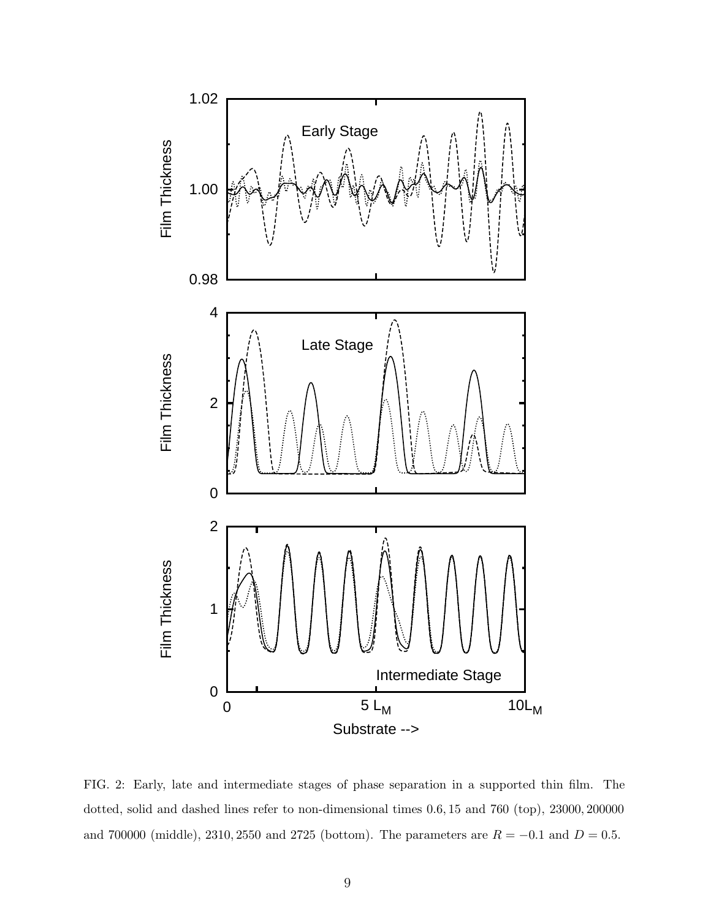FIG. 2: Early, late and intermediate stages of phase separation in a supported thin film. The dotted, solid and dashed lines refer to non-dimensional times 0.6, 15 and 760 (top), 23000, 200000 and 700000 (middle), 2310, 2550 and 2725 (bottom). The parameters are $R = -0.1$ and $D = 0.5$.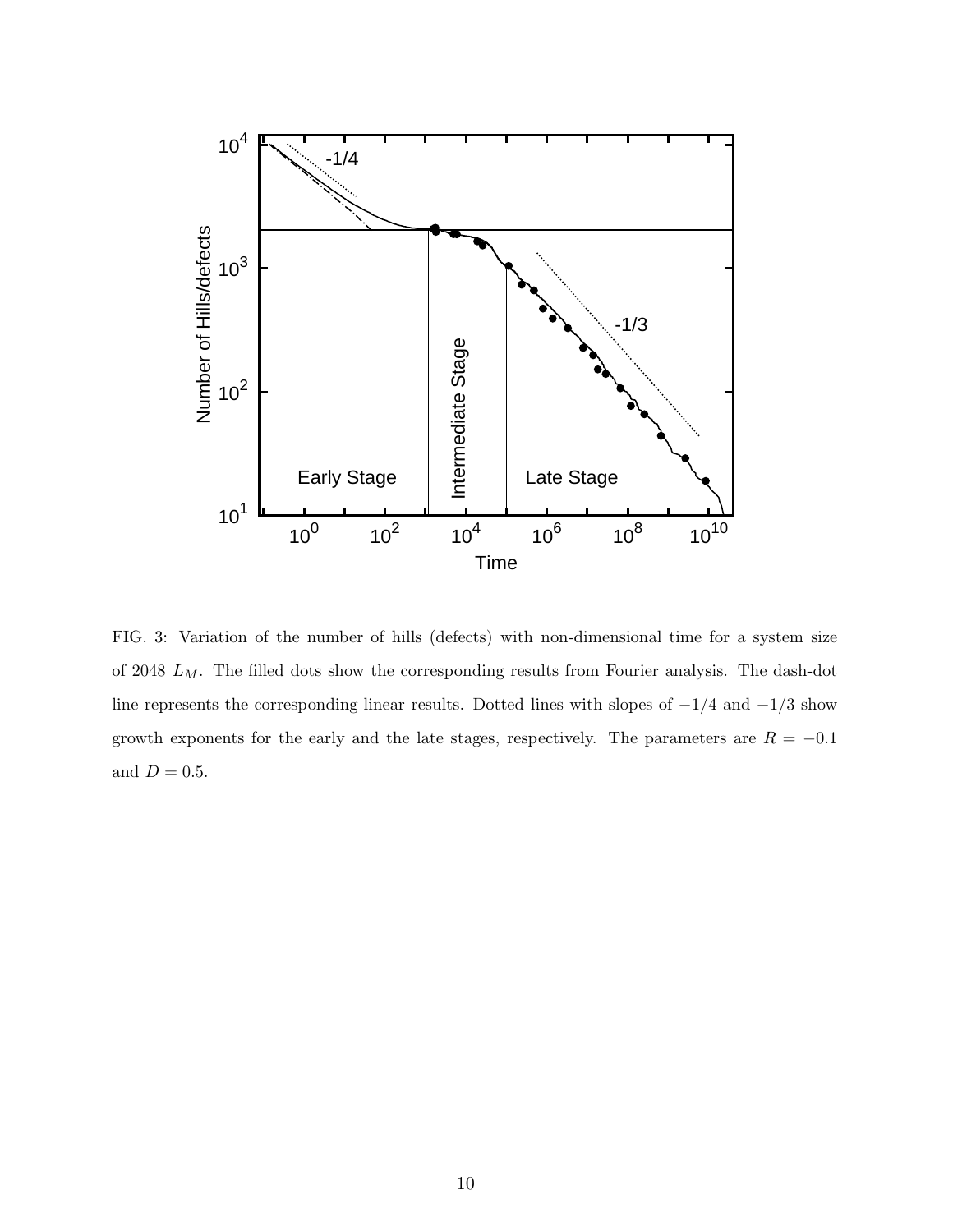FIG. 3: Variation of the number of hills (defects) with non-dimensional time for a system size of 2048 $L_M$. The filled dots show the corresponding results from Fourier analysis. The dash-dot line represents the corresponding linear results. Dotted lines with slopes of $-1/4$ and $-1/3$ show growth exponents for the early and the late stages, respectively. The parameters are $R = -0.1$ and $D = 0.5$.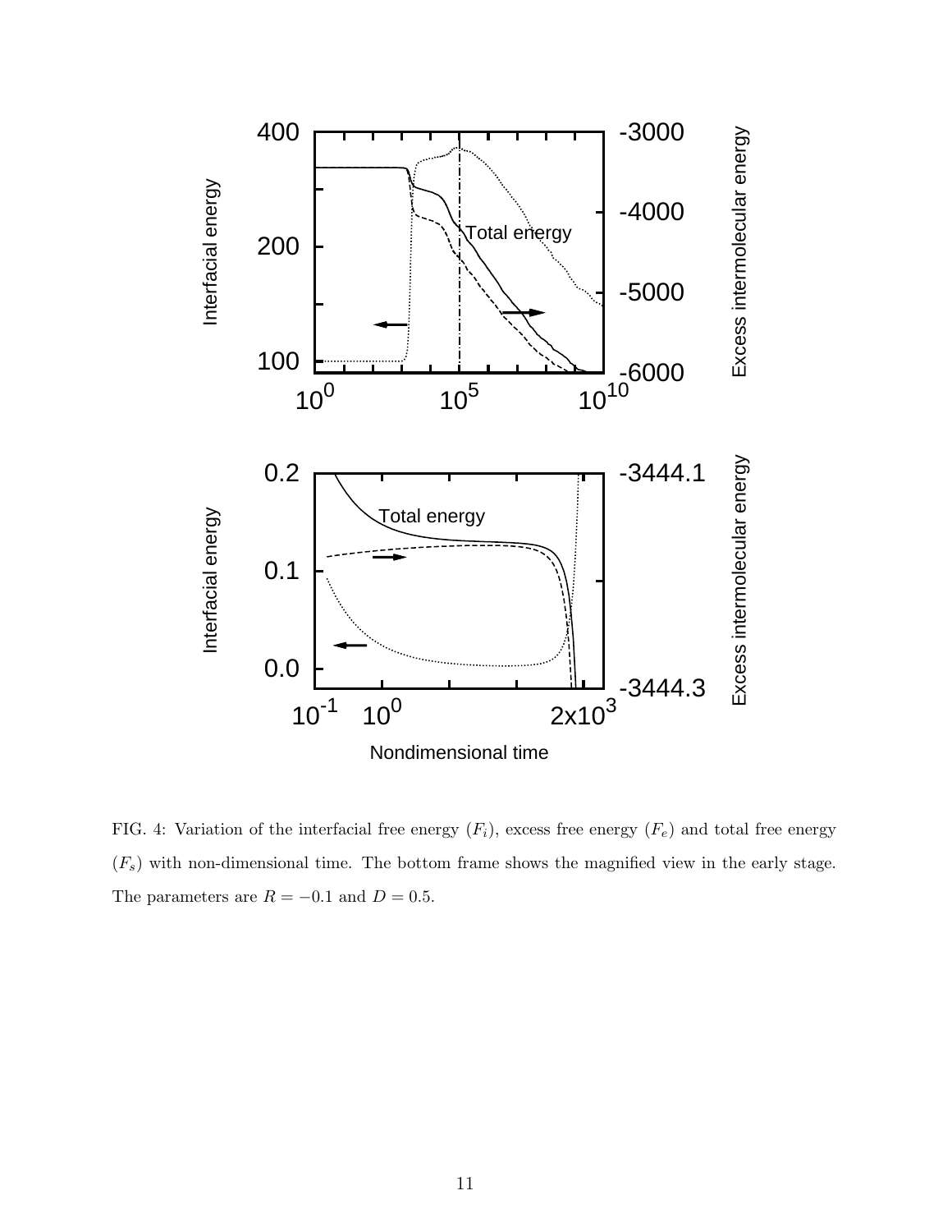FIG. 4: Variation of the interfacial free energy ($F_i$), excess free energy ($F_e$) and total free energy ($F_s$) with non-dimensional time. The bottom frame shows the magnified view in the early stage. The parameters are $R = -0.1$ and $D = 0.5$.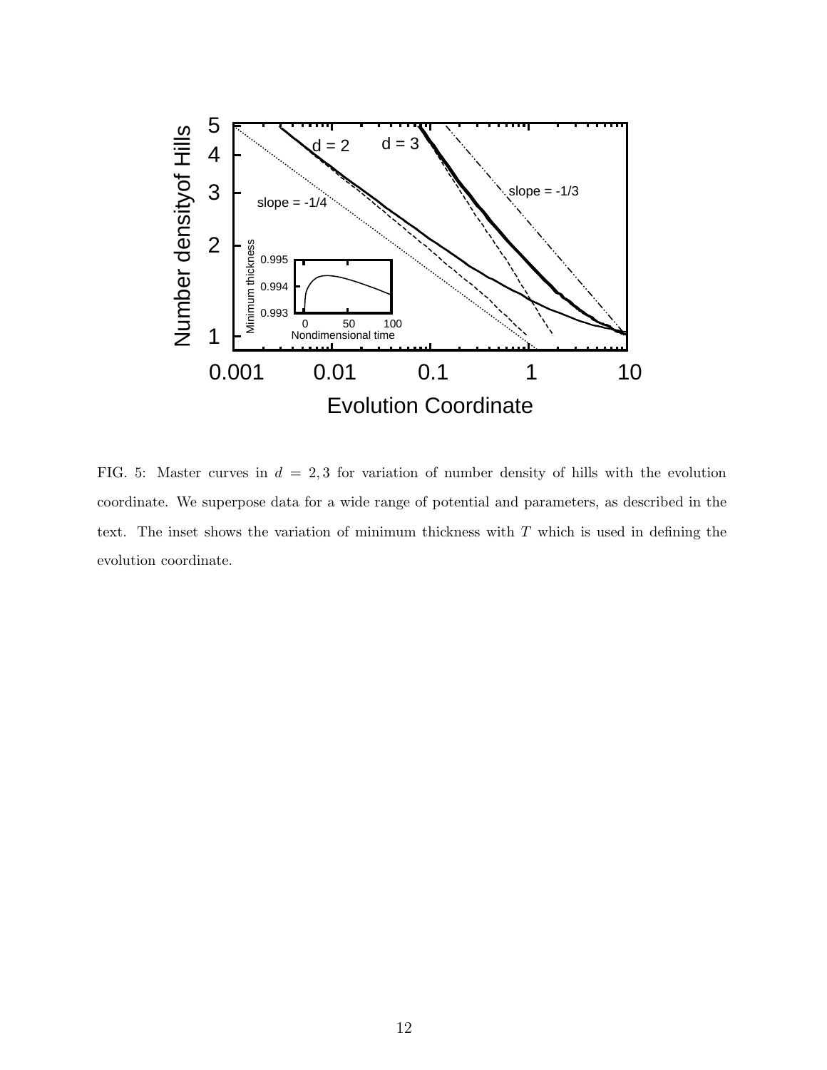Number densityof Hills

5
4
3
2
1

0.001
0.01
0.1
1
10

Evolution Coordinate

d = 2
d = 3
slope = -1/4
slope = -1/3

Minimum thickness
0.995
0.994
0.993
0
50
100
Nondimensional time

FIG. 5: Master curves in $d = 2, 3$ for variation of number density of hills with the evolution coordinate. We superpose data for a wide range of potential and parameters, as described in the text. The inset shows the variation of minimum thickness with $T$ which is used in defining the evolution coordinate.